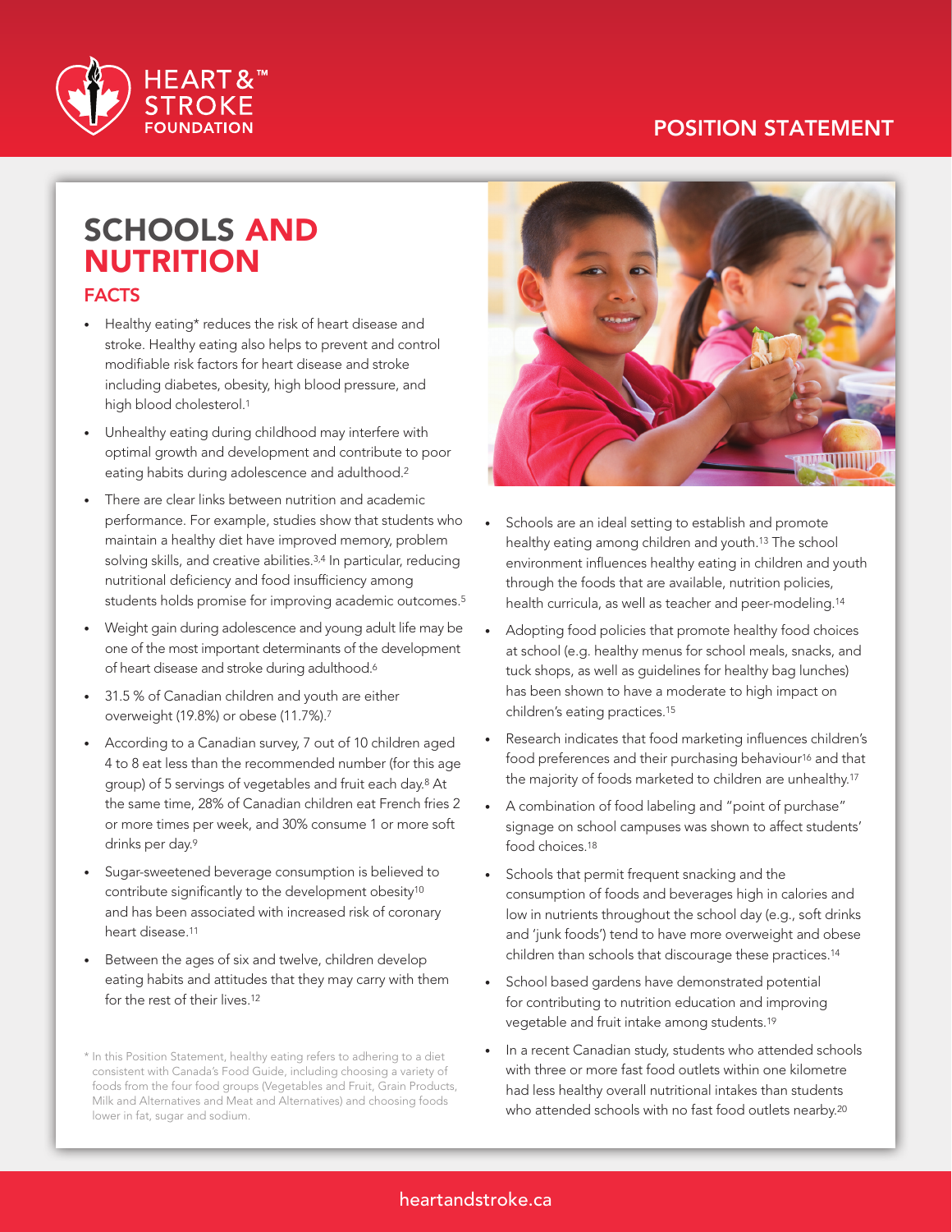POSITION STATEMENT

# SCHOOLS AND NUTRITION

## FACTS

- Healthy eating* reduces the risk of heart disease and stroke. Healthy eating also helps to prevent and control modifiable risk factors for heart disease and stroke including diabetes, obesity, high blood pressure, and high blood cholesterol.[1]
- Unhealthy eating during childhood may interfere with optimal growth and development and contribute to poor eating habits during adolescence and adulthood.[2]
- There are clear links between nutrition and academic performance. For example, studies show that students who maintain a healthy diet have improved memory, problem solving skills, and creative abilities.[3,4] In particular, reducing nutritional deficiency and food insufficiency among students holds promise for improving academic outcomes.[5]
- Weight gain during adolescence and young adult life may be one of the most important determinants of the development of heart disease and stroke during adulthood.[6]
- 31.5 % of Canadian children and youth are either overweight (19.8%) or obese (11.7%).[7]
- According to a Canadian survey, 7 out of 10 children aged 4 to 8 eat less than the recommended number (for this age group) of 5 servings of vegetables and fruit each day.[8] At the same time, 28% of Canadian children eat French fries 2 or more times per week, and 30% consume 1 or more soft drinks per day.[9]
- Sugar-sweetened beverage consumption is believed to contribute significantly to the development obesity[10] and has been associated with increased risk of coronary heart disease.[11]
- Between the ages of six and twelve, children develop eating habits and attitudes that they may carry with them for the rest of their lives.[12]
- Schools are an ideal setting to establish and promote healthy eating among children and youth.[13] The school environment influences healthy eating in children and youth through the foods that are available, nutrition policies, health curricula, as well as teacher and peer-modeling.[14]
- Adopting food policies that promote healthy food choices at school (e.g. healthy menus for school meals, snacks, and tuck shops, as well as guidelines for healthy bag lunches) has been shown to have a moderate to high impact on children's eating practices.[15]
- Research indicates that food marketing influences children's food preferences and their purchasing behaviour[16] and that the majority of foods marketed to children are unhealthy.[17]
- A combination of food labeling and "point of purchase" signage on school campuses was shown to affect students' food choices.[18]
- Schools that permit frequent snacking and the consumption of foods and beverages high in calories and low in nutrients throughout the school day (e.g., soft drinks and 'junk foods') tend to have more overweight and obese children than schools that discourage these practices.[14]
- School based gardens have demonstrated potential for contributing to nutrition education and improving vegetable and fruit intake among students.[19]
- In a recent Canadian study, students who attended schools with three or more fast food outlets within one kilometre had less healthy overall nutritional intakes than students who attended schools with no fast food outlets nearby.[20]

\* In this Position Statement, healthy eating refers to adhering to a diet consistent with Canada's Food Guide, including choosing a variety of foods from the four food groups (Vegetables and Fruit, Grain Products, Milk and Alternatives and Meat and Alternatives) and choosing foods lower in fat, sugar and sodium.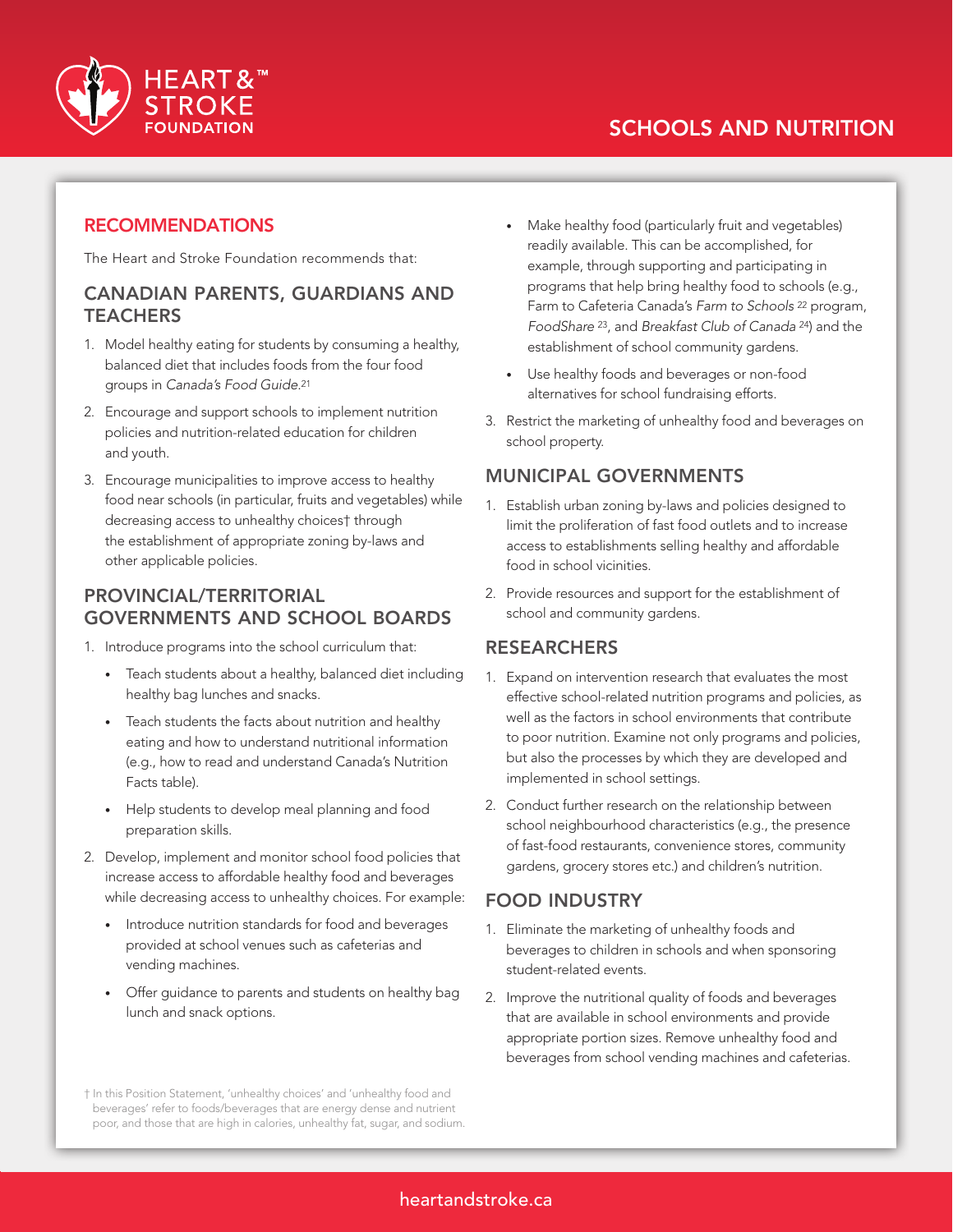## RECOMMENDATIONS

The Heart and Stroke Foundation recommends that:

### CANADIAN PARENTS, GUARDIANS AND TEACHERS

1. Model healthy eating for students by consuming a healthy, balanced diet that includes foods from the four food groups in *Canada's Food Guide*.[21]
2. Encourage and support schools to implement nutrition policies and nutrition-related education for children and youth.
3. Encourage municipalities to improve access to healthy food near schools (in particular, fruits and vegetables) while decreasing access to unhealthy choices† through the establishment of appropriate zoning by-laws and other applicable policies.

### PROVINCIAL/TERRITORIAL GOVERNMENTS AND SCHOOL BOARDS

1. Introduce programs into the school curriculum that:
   - Teach students about a healthy, balanced diet including healthy bag lunches and snacks.
   - Teach students the facts about nutrition and healthy eating and how to understand nutritional information (e.g., how to read and understand Canada's Nutrition Facts table).
   - Help students to develop meal planning and food preparation skills.
2. Develop, implement and monitor school food policies that increase access to affordable healthy food and beverages while decreasing access to unhealthy choices. For example:
   - Introduce nutrition standards for food and beverages provided at school venues such as cafeterias and vending machines.
   - Offer guidance to parents and students on healthy bag lunch and snack options.
   - Make healthy food (particularly fruit and vegetables) readily available. This can be accomplished, for example, through supporting and participating in programs that help bring healthy food to schools (e.g., Farm to Cafeteria Canada's *Farm to Schools* [22] program, *FoodShare* [23], and *Breakfast Club of Canada* [24]) and the establishment of school community gardens.
   - Use healthy foods and beverages or non-food alternatives for school fundraising efforts.
3. Restrict the marketing of unhealthy food and beverages on school property.

### MUNICIPAL GOVERNMENTS

1. Establish urban zoning by-laws and policies designed to limit the proliferation of fast food outlets and to increase access to establishments selling healthy and affordable food in school vicinities.
2. Provide resources and support for the establishment of school and community gardens.

### RESEARCHERS

1. Expand on intervention research that evaluates the most effective school-related nutrition programs and policies, as well as the factors in school environments that contribute to poor nutrition. Examine not only programs and policies, but also the processes by which they are developed and implemented in school settings.
2. Conduct further research on the relationship between school neighbourhood characteristics (e.g., the presence of fast-food restaurants, convenience stores, community gardens, grocery stores etc.) and children's nutrition.

### FOOD INDUSTRY

1. Eliminate the marketing of unhealthy foods and beverages to children in schools and when sponsoring student-related events.
2. Improve the nutritional quality of foods and beverages that are available in school environments and provide appropriate portion sizes. Remove unhealthy food and beverages from school vending machines and cafeterias.

† In this Position Statement, 'unhealthy choices' and 'unhealthy food and beverages' refer to foods/beverages that are energy dense and nutrient poor, and those that are high in calories, unhealthy fat, sugar, and sodium.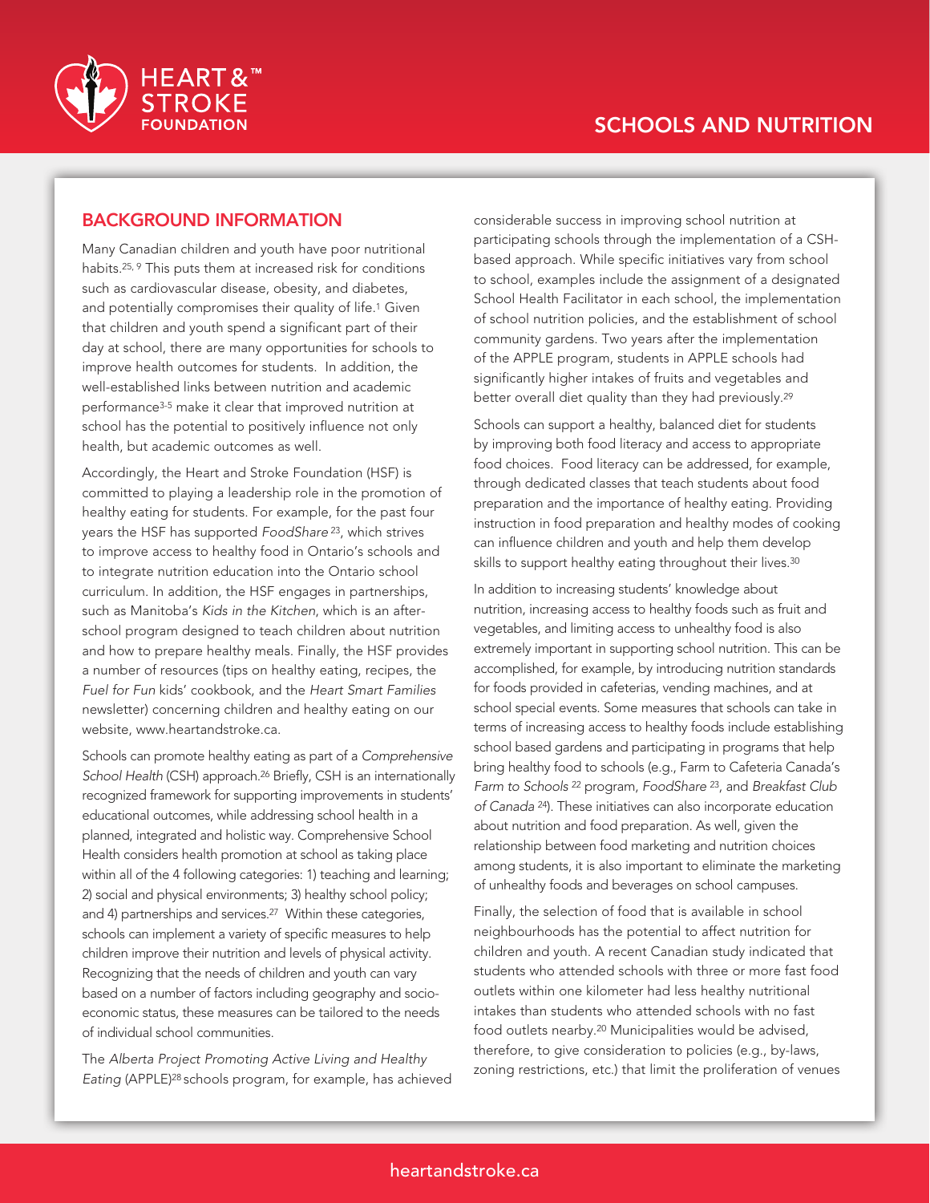# SCHOOLS AND NUTRITION

## BACKGROUND INFORMATION

Many Canadian children and youth have poor nutritional habits.[25, 9] This puts them at increased risk for conditions such as cardiovascular disease, obesity, and diabetes, and potentially compromises their quality of life.[1] Given that children and youth spend a significant part of their day at school, there are many opportunities for schools to improve health outcomes for students. In addition, the well-established links between nutrition and academic performance[3-5] make it clear that improved nutrition at school has the potential to positively influence not only health, but academic outcomes as well.

Accordingly, the Heart and Stroke Foundation (HSF) is committed to playing a leadership role in the promotion of healthy eating for students. For example, for the past four years the HSF has supported *FoodShare*[23], which strives to improve access to healthy food in Ontario's schools and to integrate nutrition education into the Ontario school curriculum. In addition, the HSF engages in partnerships, such as Manitoba's *Kids in the Kitchen*, which is an after-school program designed to teach children about nutrition and how to prepare healthy meals. Finally, the HSF provides a number of resources (tips on healthy eating, recipes, the *Fuel for Fun* kids' cookbook, and the *Heart Smart Families* newsletter) concerning children and healthy eating on our website, www.heartandstroke.ca.

Schools can promote healthy eating as part of a *Comprehensive School Health* (CSH) approach.[26] Briefly, CSH is an internationally recognized framework for supporting improvements in students' educational outcomes, while addressing school health in a planned, integrated and holistic way. Comprehensive School Health considers health promotion at school as taking place within all of the 4 following categories: 1) teaching and learning; 2) social and physical environments; 3) healthy school policy; and 4) partnerships and services.[27] Within these categories, schools can implement a variety of specific measures to help children improve their nutrition and levels of physical activity. Recognizing that the needs of children and youth can vary based on a number of factors including geography and socio-economic status, these measures can be tailored to the needs of individual school communities.

The *Alberta Project Promoting Active Living and Healthy Eating* (APPLE)[28] schools program, for example, has achieved considerable success in improving school nutrition at participating schools through the implementation of a CSH-based approach. While specific initiatives vary from school to school, examples include the assignment of a designated School Health Facilitator in each school, the implementation of school nutrition policies, and the establishment of school community gardens. Two years after the implementation of the APPLE program, students in APPLE schools had significantly higher intakes of fruits and vegetables and better overall diet quality than they had previously.[29]

Schools can support a healthy, balanced diet for students by improving both food literacy and access to appropriate food choices. Food literacy can be addressed, for example, through dedicated classes that teach students about food preparation and the importance of healthy eating. Providing instruction in food preparation and healthy modes of cooking can influence children and youth and help them develop skills to support healthy eating throughout their lives.[30]

In addition to increasing students' knowledge about nutrition, increasing access to healthy foods such as fruit and vegetables, and limiting access to unhealthy food is also extremely important in supporting school nutrition. This can be accomplished, for example, by introducing nutrition standards for foods provided in cafeterias, vending machines, and at school special events. Some measures that schools can take in terms of increasing access to healthy foods include establishing school based gardens and participating in programs that help bring healthy food to schools (e.g., Farm to Cafeteria Canada's *Farm to Schools*[22] program, *FoodShare*[23], and *Breakfast Club of Canada*[24]). These initiatives can also incorporate education about nutrition and food preparation. As well, given the relationship between food marketing and nutrition choices among students, it is also important to eliminate the marketing of unhealthy foods and beverages on school campuses.

Finally, the selection of food that is available in school neighbourhoods has the potential to affect nutrition for children and youth. A recent Canadian study indicated that students who attended schools with three or more fast food outlets within one kilometer had less healthy nutritional intakes than students who attended schools with no fast food outlets nearby.[20] Municipalities would be advised, therefore, to give consideration to policies (e.g., by-laws, zoning restrictions, etc.) that limit the proliferation of venues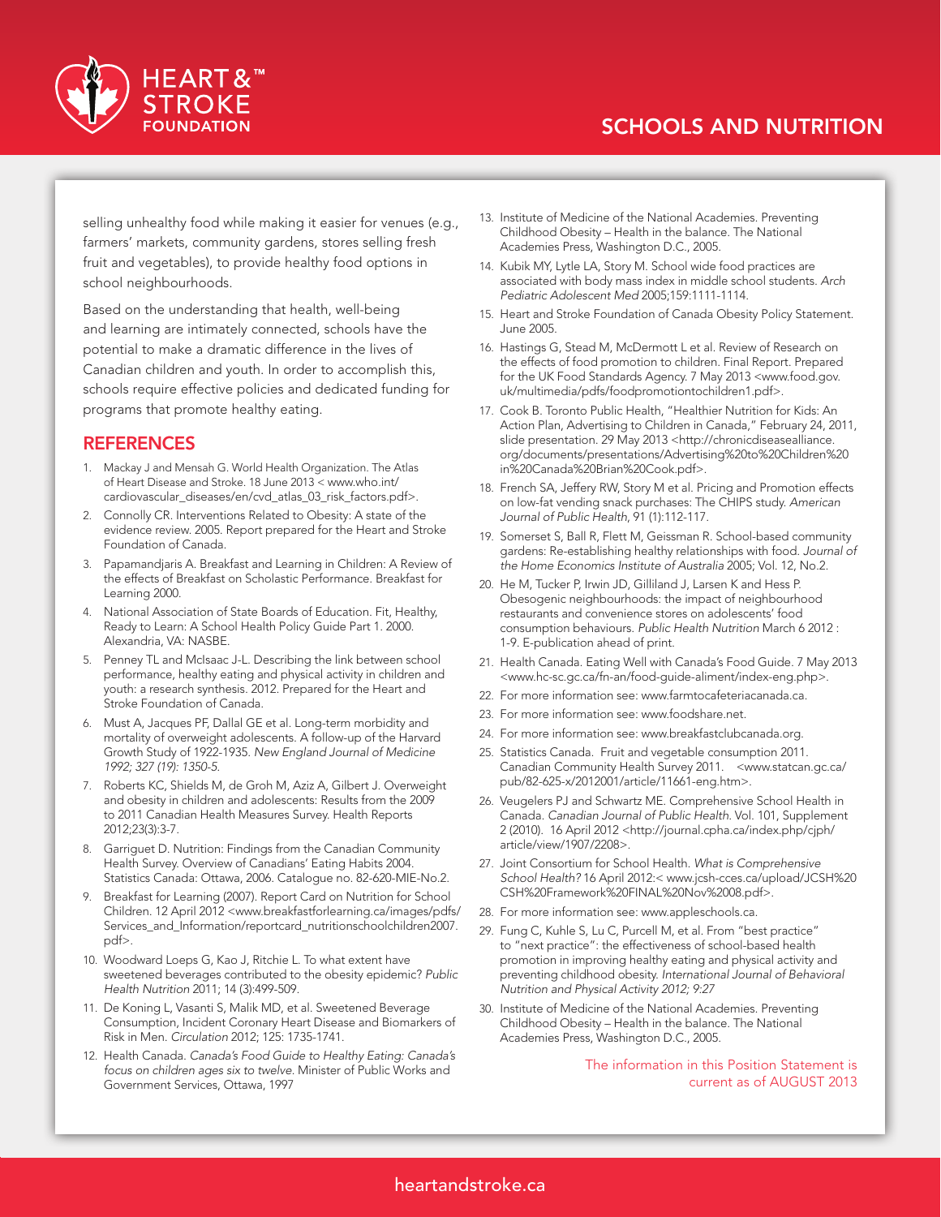selling unhealthy food while making it easier for venues (e.g., farmers' markets, community gardens, stores selling fresh fruit and vegetables), to provide healthy food options in school neighbourhoods.

Based on the understanding that health, well-being and learning are intimately connected, schools have the potential to make a dramatic difference in the lives of Canadian children and youth. In order to accomplish this, schools require effective policies and dedicated funding for programs that promote healthy eating.

## REFERENCES

1. Mackay J and Mensah G. World Health Organization. The Atlas of Heart Disease and Stroke. 18 June 2013 < www.who.int/cardiovascular_diseases/en/cvd_atlas_03_risk_factors.pdf>.
2. Connolly CR. Interventions Related to Obesity: A state of the evidence review. 2005. Report prepared for the Heart and Stroke Foundation of Canada.
3. Papamandjaris A. Breakfast and Learning in Children: A Review of the effects of Breakfast on Scholastic Performance. Breakfast for Learning 2000.
4. National Association of State Boards of Education. Fit, Healthy, Ready to Learn: A School Health Policy Guide Part 1. 2000. Alexandria, VA: NASBE.
5. Penney TL and McIsaac J-L. Describing the link between school performance, healthy eating and physical activity in children and youth: a research synthesis. 2012. Prepared for the Heart and Stroke Foundation of Canada.
6. Must A, Jacques PF, Dallal GE et al. Long-term morbidity and mortality of overweight adolescents. A follow-up of the Harvard Growth Study of 1922-1935. *New England Journal of Medicine 1992; 327 (19): 1350-5.*
7. Roberts KC, Shields M, de Groh M, Aziz A, Gilbert J. Overweight and obesity in children and adolescents: Results from the 2009 to 2011 Canadian Health Measures Survey. Health Reports 2012;23(3):3-7.
8. Garriguet D. Nutrition: Findings from the Canadian Community Health Survey. Overview of Canadians' Eating Habits 2004. Statistics Canada: Ottawa, 2006. Catalogue no. 82-620-MIE-No.2.
9. Breakfast for Learning (2007). Report Card on Nutrition for School Children. 12 April 2012 <www.breakfastforlearning.ca/images/pdfs/Services_and_Information/reportcard_nutritionschoolchildren2007.pdf>.
10. Woodward Loeps G, Kao J, Ritchie L. To what extent have sweetened beverages contributed to the obesity epidemic? *Public Health Nutrition* 2011; 14 (3):499-509.
11. De Koning L, Vasanti S, Malik MD, et al. Sweetened Beverage Consumption, Incident Coronary Heart Disease and Biomarkers of Risk in Men. *Circulation* 2012; 125: 1735-1741.
12. Health Canada. *Canada's Food Guide to Healthy Eating: Canada's focus on children ages six to twelve.* Minister of Public Works and Government Services, Ottawa, 1997
13. Institute of Medicine of the National Academies. Preventing Childhood Obesity – Health in the balance. The National Academies Press, Washington D.C., 2005.
14. Kubik MY, Lytle LA, Story M. School wide food practices are associated with body mass index in middle school students. *Arch Pediatric Adolescent Med* 2005;159:1111-1114.
15. Heart and Stroke Foundation of Canada Obesity Policy Statement. June 2005.
16. Hastings G, Stead M, McDermott L et al. Review of Research on the effects of food promotion to children. Final Report. Prepared for the UK Food Standards Agency. 7 May 2013 <www.food.gov.uk/multimedia/pdfs/foodpromotiontochildren1.pdf>.
17. Cook B. Toronto Public Health, "Healthier Nutrition for Kids: An Action Plan, Advertising to Children in Canada," February 24, 2011, slide presentation. 29 May 2013 <http://chronicdiseasealliance.org/documents/presentations/Advertising%20to%20Children%20in%20Canada%20Brian%20Cook.pdf>.
18. French SA, Jeffery RW, Story M et al. Pricing and Promotion effects on low-fat vending snack purchases: The CHIPS study. *American Journal of Public Health*, 91 (1):112-117.
19. Somerset S, Ball R, Flett M, Geissman R. School-based community gardens: Re-establishing healthy relationships with food. *Journal of the Home Economics Institute of Australia* 2005; Vol. 12, No.2.
20. He M, Tucker P, Irwin JD, Gilliland J, Larsen K and Hess P. Obesogenic neighbourhoods: the impact of neighbourhood restaurants and convenience stores on adolescents' food consumption behaviours. *Public Health Nutrition* March 6 2012 : 1-9. E-publication ahead of print.
21. Health Canada. Eating Well with Canada's Food Guide. 7 May 2013 <www.hc-sc.gc.ca/fn-an/food-guide-aliment/index-eng.php>.
22. For more information see: www.farmtocafeteriacanada.ca.
23. For more information see: www.foodshare.net.
24. For more information see: www.breakfastclubcanada.org.
25. Statistics Canada. Fruit and vegetable consumption 2011. Canadian Community Health Survey 2011. <www.statcan.gc.ca/pub/82-625-x/2012001/article/11661-eng.htm>.
26. Veugelers PJ and Schwartz ME. Comprehensive School Health in Canada. *Canadian Journal of Public Health.* Vol. 101, Supplement 2 (2010). 16 April 2012 <http://journal.cpha.ca/index.php/cjph/article/view/1907/2208>.
27. Joint Consortium for School Health. *What is Comprehensive School Health?* 16 April 2012:< www.jcsh-cces.ca/upload/JCSH%20CSH%20Framework%20FINAL%20Nov%2008.pdf>.
28. For more information see: www.appleschools.ca.
29. Fung C, Kuhle S, Lu C, Purcell M, et al. From "best practice" to "next practice": the effectiveness of school-based health promotion in improving healthy eating and physical activity and preventing childhood obesity. *International Journal of Behavioral Nutrition and Physical Activity 2012; 9:27*
30. Institute of Medicine of the National Academies. Preventing Childhood Obesity – Health in the balance. The National Academies Press, Washington D.C., 2005.

The information in this Position Statement is current as of AUGUST 2013